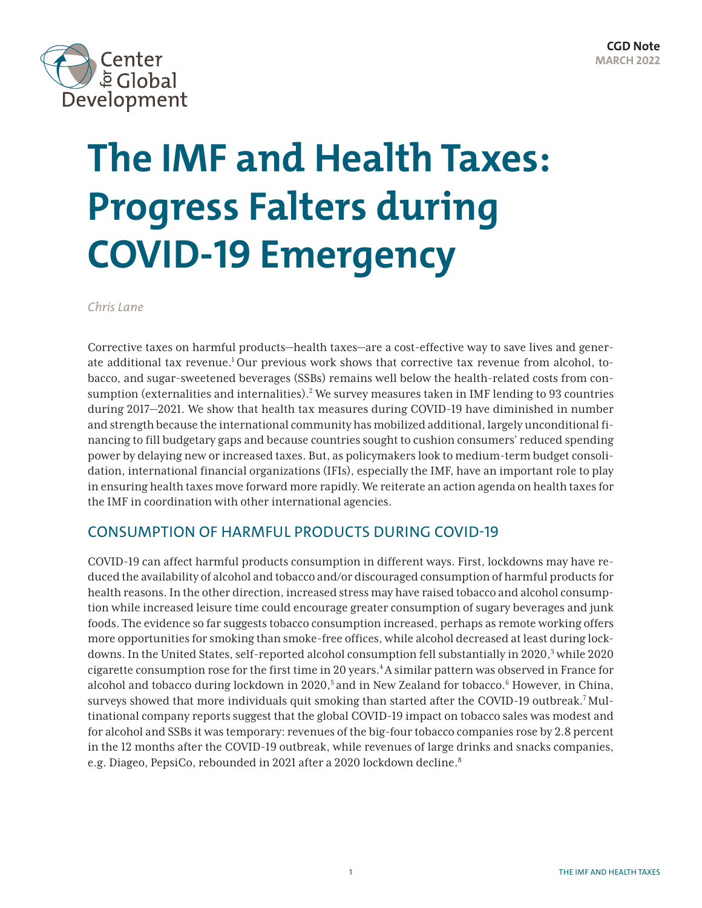CGD Note
MARCH 2022

# The IMF and Health Taxes: Progress Falters during COVID-19 Emergency

*Chris Lane*

Corrective taxes on harmful products—health taxes—are a cost-effective way to save lives and generate additional tax revenue.[1] Our previous work shows that corrective tax revenue from alcohol, tobacco, and sugar-sweetened beverages (SSBs) remains well below the health-related costs from consumption (externalities and internalities).[2] We survey measures taken in IMF lending to 93 countries during 2017—2021. We show that health tax measures during COVID-19 have diminished in number and strength because the international community has mobilized additional, largely unconditional financing to fill budgetary gaps and because countries sought to cushion consumers' reduced spending power by delaying new or increased taxes. But, as policymakers look to medium-term budget consolidation, international financial organizations (IFIs), especially the IMF, have an important role to play in ensuring health taxes move forward more rapidly. We reiterate an action agenda on health taxes for the IMF in coordination with other international agencies.

## CONSUMPTION OF HARMFUL PRODUCTS DURING COVID-19

COVID-19 can affect harmful products consumption in different ways. First, lockdowns may have reduced the availability of alcohol and tobacco and/or discouraged consumption of harmful products for health reasons. In the other direction, increased stress may have raised tobacco and alcohol consumption while increased leisure time could encourage greater consumption of sugary beverages and junk foods. The evidence so far suggests tobacco consumption increased, perhaps as remote working offers more opportunities for smoking than smoke-free offices, while alcohol decreased at least during lockdowns. In the United States, self-reported alcohol consumption fell substantially in 2020,[3] while 2020 cigarette consumption rose for the first time in 20 years.[4] A similar pattern was observed in France for alcohol and tobacco during lockdown in 2020,[5] and in New Zealand for tobacco.[6] However, in China, surveys showed that more individuals quit smoking than started after the COVID-19 outbreak.[7] Multinational company reports suggest that the global COVID-19 impact on tobacco sales was modest and for alcohol and SSBs it was temporary: revenues of the big-four tobacco companies rose by 2.8 percent in the 12 months after the COVID-19 outbreak, while revenues of large drinks and snacks companies, e.g. Diageo, PepsiCo, rebounded in 2021 after a 2020 lockdown decline.[8]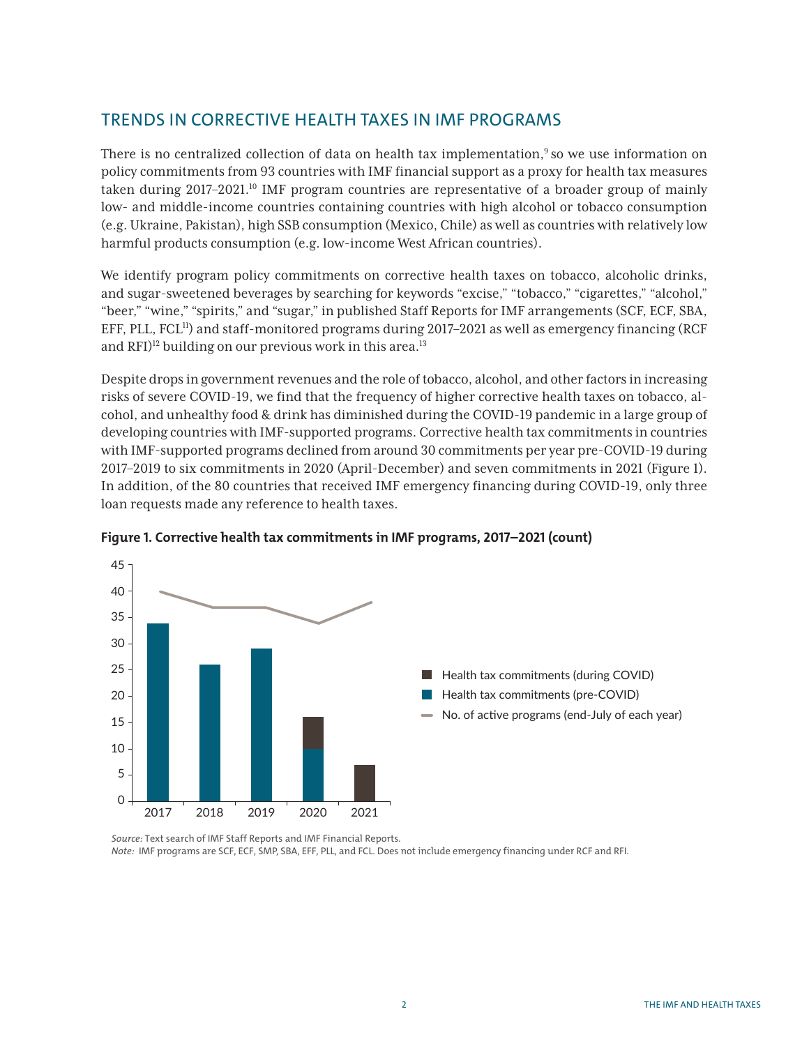## TRENDS IN CORRECTIVE HEALTH TAXES IN IMF PROGRAMS

There is no centralized collection of data on health tax implementation,[9] so we use information on policy commitments from 93 countries with IMF financial support as a proxy for health tax measures taken during 2017–2021.[10] IMF program countries are representative of a broader group of mainly low- and middle-income countries containing countries with high alcohol or tobacco consumption (e.g. Ukraine, Pakistan), high SSB consumption (Mexico, Chile) as well as countries with relatively low harmful products consumption (e.g. low-income West African countries).

We identify program policy commitments on corrective health taxes on tobacco, alcoholic drinks, and sugar-sweetened beverages by searching for keywords "excise," "tobacco," "cigarettes," "alcohol," "beer," "wine," "spirits," and "sugar," in published Staff Reports for IMF arrangements (SCF, ECF, SBA, EFF, PLL, FCL[11]) and staff-monitored programs during 2017–2021 as well as emergency financing (RCF and RFI)[12] building on our previous work in this area.[13]

Despite drops in government revenues and the role of tobacco, alcohol, and other factors in increasing risks of severe COVID-19, we find that the frequency of higher corrective health taxes on tobacco, alcohol, and unhealthy food & drink has diminished during the COVID-19 pandemic in a large group of developing countries with IMF-supported programs. Corrective health tax commitments in countries with IMF-supported programs declined from around 30 commitments per year pre-COVID-19 during 2017–2019 to six commitments in 2020 (April-December) and seven commitments in 2021 (Figure 1). In addition, of the 80 countries that received IMF emergency financing during COVID-19, only three loan requests made any reference to health taxes.

**Figure 1. Corrective health tax commitments in IMF programs, 2017–2021 (count)**

| Year | Health tax commitments (pre-COVID) | Health tax commitments (during COVID) | No. of active programs (end-July of each year) |
|---|---|---|---|
| 2017 | 34 | | 40 |
| 2018 | 26 | | 37 |
| 2019 | 29 | | 37 |
| 2020 | 10 | 6 | 34 |
| 2021 | | 7 | 38 |

*Source:* Text search of IMF Staff Reports and IMF Financial Reports.
*Note:* IMF programs are SCF, ECF, SMP, SBA, EFF, PLL, and FCL. Does not include emergency financing under RCF and RFI.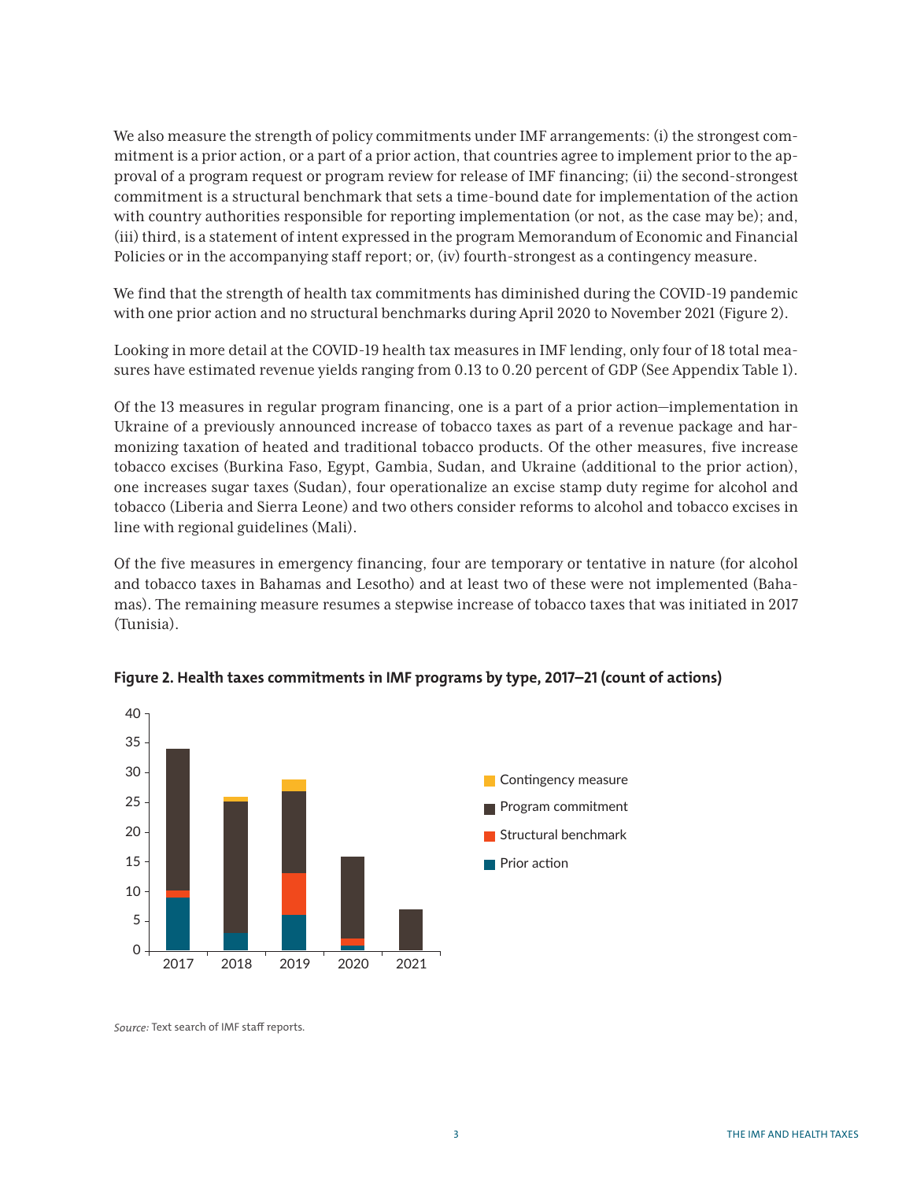We also measure the strength of policy commitments under IMF arrangements: (i) the strongest commitment is a prior action, or a part of a prior action, that countries agree to implement prior to the approval of a program request or program review for release of IMF financing; (ii) the second-strongest commitment is a structural benchmark that sets a time-bound date for implementation of the action with country authorities responsible for reporting implementation (or not, as the case may be); and, (iii) third, is a statement of intent expressed in the program Memorandum of Economic and Financial Policies or in the accompanying staff report; or, (iv) fourth-strongest as a contingency measure.

We find that the strength of health tax commitments has diminished during the COVID-19 pandemic with one prior action and no structural benchmarks during April 2020 to November 2021 (Figure 2).

Looking in more detail at the COVID-19 health tax measures in IMF lending, only four of 18 total measures have estimated revenue yields ranging from 0.13 to 0.20 percent of GDP (See Appendix Table 1).

Of the 13 measures in regular program financing, one is a part of a prior action—implementation in Ukraine of a previously announced increase of tobacco taxes as part of a revenue package and harmonizing taxation of heated and traditional tobacco products. Of the other measures, five increase tobacco excises (Burkina Faso, Egypt, Gambia, Sudan, and Ukraine (additional to the prior action), one increases sugar taxes (Sudan), four operationalize an excise stamp duty regime for alcohol and tobacco (Liberia and Sierra Leone) and two others consider reforms to alcohol and tobacco excises in line with regional guidelines (Mali).

Of the five measures in emergency financing, four are temporary or tentative in nature (for alcohol and tobacco taxes in Bahamas and Lesotho) and at least two of these were not implemented (Bahamas). The remaining measure resumes a stepwise increase of tobacco taxes that was initiated in 2017 (Tunisia).

**Figure 2. Health taxes commitments in IMF programs by type, 2017–21 (count of actions)**

*Source:* Text search of IMF staff reports.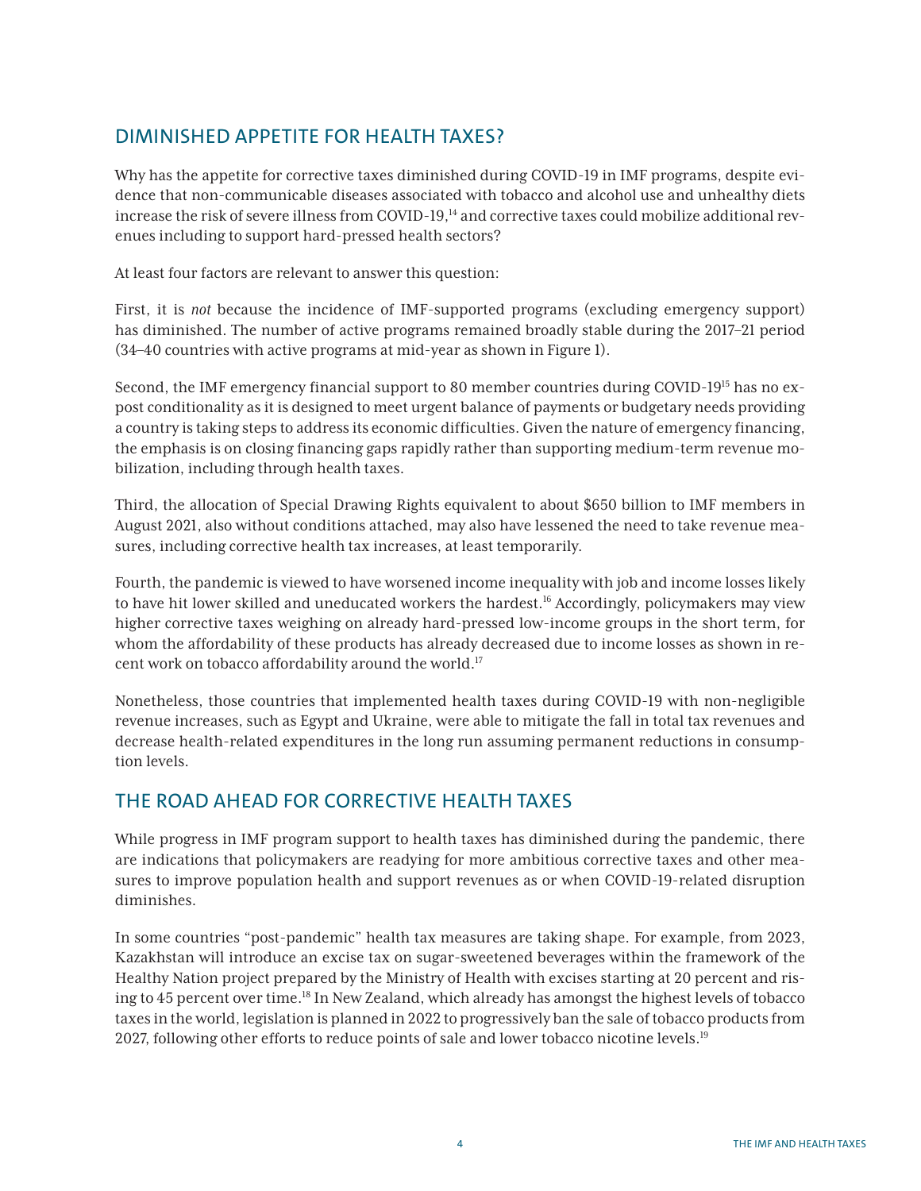## DIMINISHED APPETITE FOR HEALTH TAXES?

Why has the appetite for corrective taxes diminished during COVID-19 in IMF programs, despite evidence that non-communicable diseases associated with tobacco and alcohol use and unhealthy diets increase the risk of severe illness from COVID-19,[14] and corrective taxes could mobilize additional revenues including to support hard-pressed health sectors?

At least four factors are relevant to answer this question:

First, it is *not* because the incidence of IMF-supported programs (excluding emergency support) has diminished. The number of active programs remained broadly stable during the 2017–21 period (34–40 countries with active programs at mid-year as shown in Figure 1).

Second, the IMF emergency financial support to 80 member countries during COVID-19[15] has no ex-post conditionality as it is designed to meet urgent balance of payments or budgetary needs providing a country is taking steps to address its economic difficulties. Given the nature of emergency financing, the emphasis is on closing financing gaps rapidly rather than supporting medium-term revenue mobilization, including through health taxes.

Third, the allocation of Special Drawing Rights equivalent to about $650 billion to IMF members in August 2021, also without conditions attached, may also have lessened the need to take revenue measures, including corrective health tax increases, at least temporarily.

Fourth, the pandemic is viewed to have worsened income inequality with job and income losses likely to have hit lower skilled and uneducated workers the hardest.[16] Accordingly, policymakers may view higher corrective taxes weighing on already hard-pressed low-income groups in the short term, for whom the affordability of these products has already decreased due to income losses as shown in recent work on tobacco affordability around the world.[17]

Nonetheless, those countries that implemented health taxes during COVID-19 with non-negligible revenue increases, such as Egypt and Ukraine, were able to mitigate the fall in total tax revenues and decrease health-related expenditures in the long run assuming permanent reductions in consumption levels.

## THE ROAD AHEAD FOR CORRECTIVE HEALTH TAXES

While progress in IMF program support to health taxes has diminished during the pandemic, there are indications that policymakers are readying for more ambitious corrective taxes and other measures to improve population health and support revenues as or when COVID-19-related disruption diminishes.

In some countries "post-pandemic" health tax measures are taking shape. For example, from 2023, Kazakhstan will introduce an excise tax on sugar-sweetened beverages within the framework of the Healthy Nation project prepared by the Ministry of Health with excises starting at 20 percent and rising to 45 percent over time.[18] In New Zealand, which already has amongst the highest levels of tobacco taxes in the world, legislation is planned in 2022 to progressively ban the sale of tobacco products from 2027, following other efforts to reduce points of sale and lower tobacco nicotine levels.[19]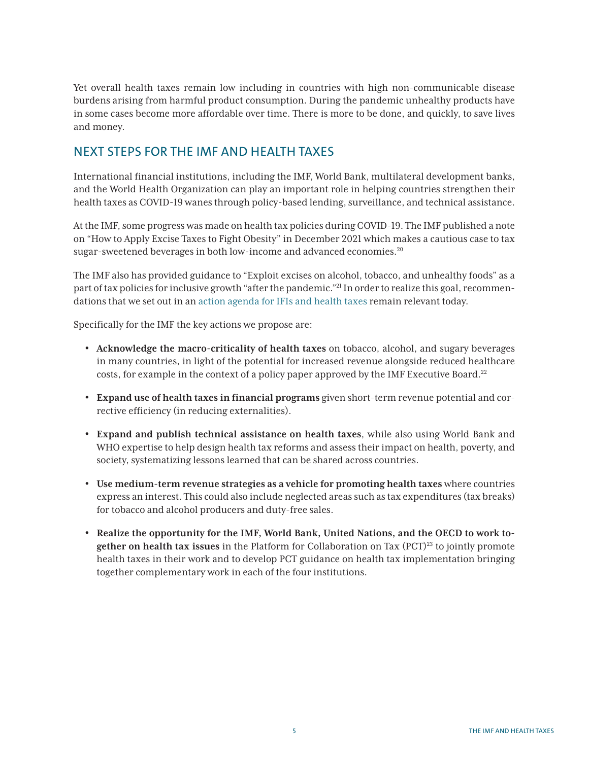Yet overall health taxes remain low including in countries with high non-communicable disease burdens arising from harmful product consumption. During the pandemic unhealthy products have in some cases become more affordable over time. There is more to be done, and quickly, to save lives and money.

## NEXT STEPS FOR THE IMF AND HEALTH TAXES

International financial institutions, including the IMF, World Bank, multilateral development banks, and the World Health Organization can play an important role in helping countries strengthen their health taxes as COVID-19 wanes through policy-based lending, surveillance, and technical assistance.

At the IMF, some progress was made on health tax policies during COVID-19. The IMF published a note on "How to Apply Excise Taxes to Fight Obesity" in December 2021 which makes a cautious case to tax sugar-sweetened beverages in both low-income and advanced economies.[20]

The IMF also has provided guidance to "Exploit excises on alcohol, tobacco, and unhealthy foods" as a part of tax policies for inclusive growth "after the pandemic."[21] In order to realize this goal, recommendations that we set out in an action agenda for IFIs and health taxes remain relevant today.

Specifically for the IMF the key actions we propose are:

- **Acknowledge the macro-criticality of health taxes** on tobacco, alcohol, and sugary beverages in many countries, in light of the potential for increased revenue alongside reduced healthcare costs, for example in the context of a policy paper approved by the IMF Executive Board.[22]
- **Expand use of health taxes in financial programs** given short-term revenue potential and corrective efficiency (in reducing externalities).
- **Expand and publish technical assistance on health taxes**, while also using World Bank and WHO expertise to help design health tax reforms and assess their impact on health, poverty, and society, systematizing lessons learned that can be shared across countries.
- **Use medium-term revenue strategies as a vehicle for promoting health taxes** where countries express an interest. This could also include neglected areas such as tax expenditures (tax breaks) for tobacco and alcohol producers and duty-free sales.
- **Realize the opportunity for the IMF, World Bank, United Nations, and the OECD to work together on health tax issues** in the Platform for Collaboration on Tax (PCT)[23] to jointly promote health taxes in their work and to develop PCT guidance on health tax implementation bringing together complementary work in each of the four institutions.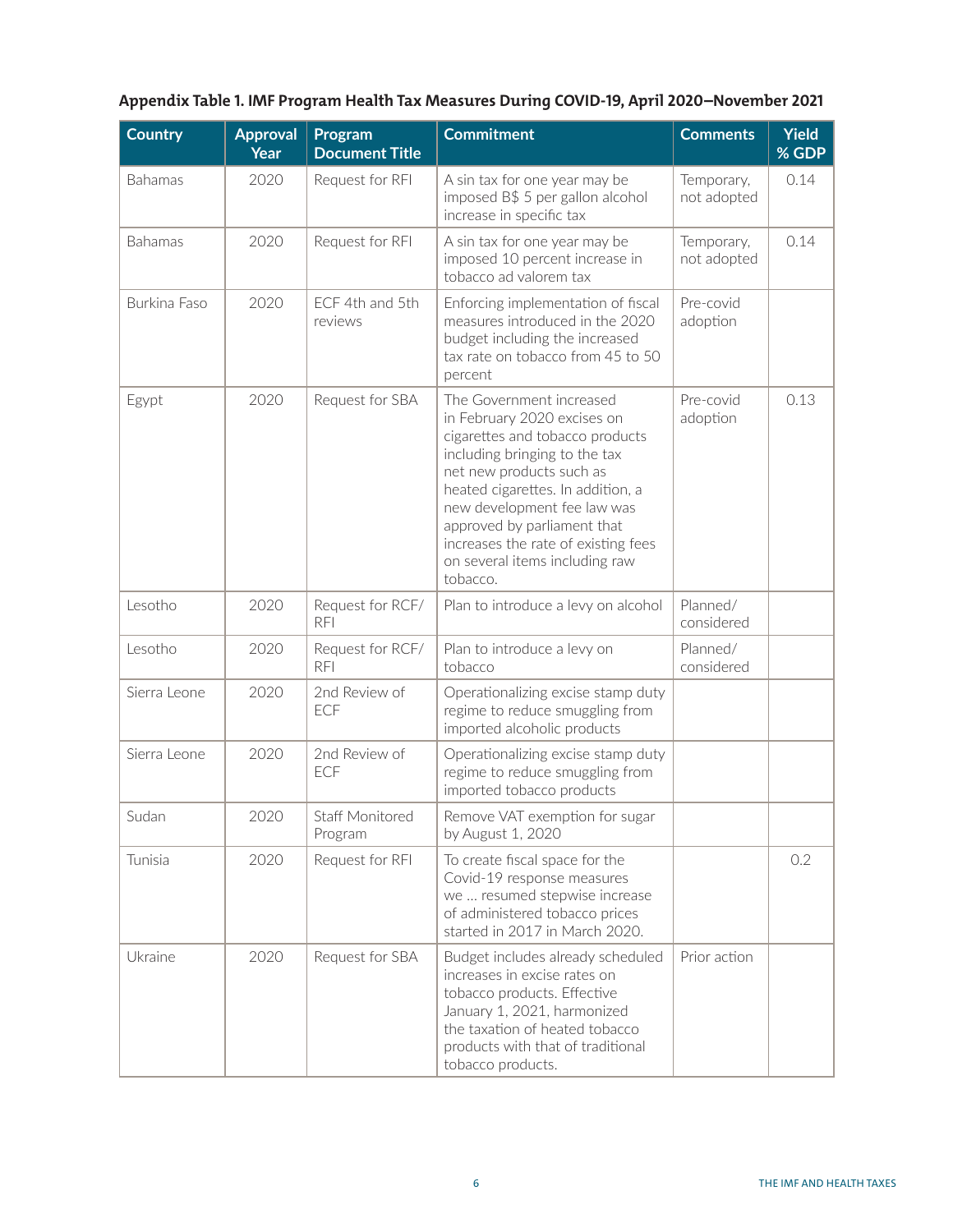**Appendix Table 1. IMF Program Health Tax Measures During COVID-19, April 2020–November 2021**

| Country | Approval Year | Program Document Title | Commitment | Comments | Yield % GDP |
|---|---|---|---|---|---|
| Bahamas | 2020 | Request for RFI | A sin tax for one year may be imposed B$ 5 per gallon alcohol increase in specific tax | Temporary, not adopted | 0.14 |
| Bahamas | 2020 | Request for RFI | A sin tax for one year may be imposed 10 percent increase in tobacco ad valorem tax | Temporary, not adopted | 0.14 |
| Burkina Faso | 2020 | ECF 4th and 5th reviews | Enforcing implementation of fiscal measures introduced in the 2020 budget including the increased tax rate on tobacco from 45 to 50 percent | Pre-covid adoption | |
| Egypt | 2020 | Request for SBA | The Government increased in February 2020 excises on cigarettes and tobacco products including bringing to the tax net new products such as heated cigarettes. In addition, a new development fee law was approved by parliament that increases the rate of existing fees on several items including raw tobacco. | Pre-covid adoption | 0.13 |
| Lesotho | 2020 | Request for RCF/RFI | Plan to introduce a levy on alcohol | Planned/considered | |
| Lesotho | 2020 | Request for RCF/RFI | Plan to introduce a levy on tobacco | Planned/considered | |
| Sierra Leone | 2020 | 2nd Review of ECF | Operationalizing excise stamp duty regime to reduce smuggling from imported alcoholic products | | |
| Sierra Leone | 2020 | 2nd Review of ECF | Operationalizing excise stamp duty regime to reduce smuggling from imported tobacco products | | |
| Sudan | 2020 | Staff Monitored Program | Remove VAT exemption for sugar by August 1, 2020 | | |
| Tunisia | 2020 | Request for RFI | To create fiscal space for the Covid-19 response measures we … resumed stepwise increase of administered tobacco prices started in 2017 in March 2020. | | 0.2 |
| Ukraine | 2020 | Request for SBA | Budget includes already scheduled increases in excise rates on tobacco products. Effective January 1, 2021, harmonized the taxation of heated tobacco products with that of traditional tobacco products. | Prior action | |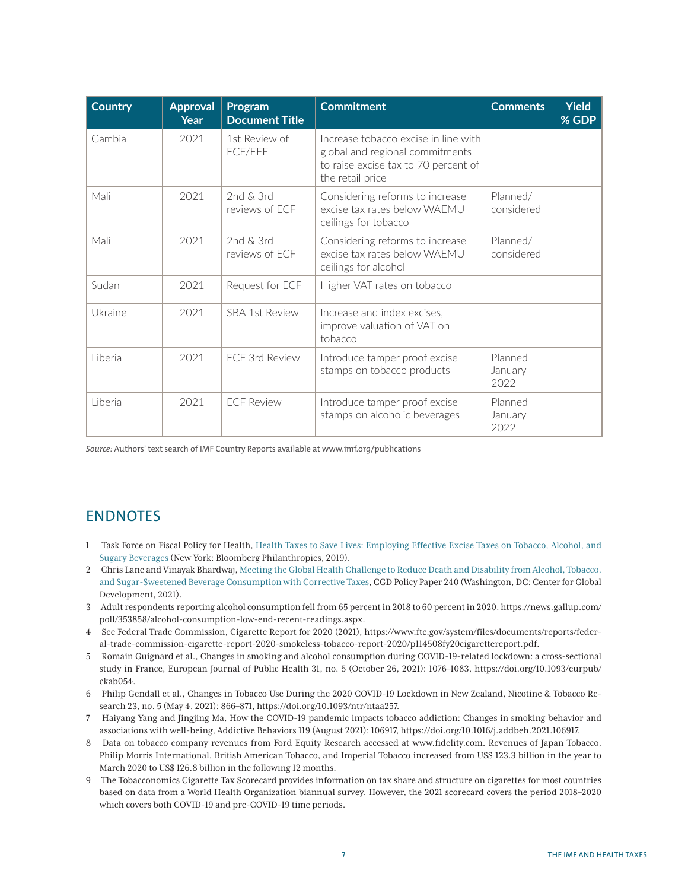| Country | Approval Year | Program Document Title | Commitment | Comments | Yield % GDP |
|---|---|---|---|---|---|
| Gambia | 2021 | 1st Review of ECF/EFF | Increase tobacco excise in line with global and regional commitments to raise excise tax to 70 percent of the retail price | | |
| Mali | 2021 | 2nd & 3rd reviews of ECF | Considering reforms to increase excise tax rates below WAEMU ceilings for tobacco | Planned/ considered | |
| Mali | 2021 | 2nd & 3rd reviews of ECF | Considering reforms to increase excise tax rates below WAEMU ceilings for alcohol | Planned/ considered | |
| Sudan | 2021 | Request for ECF | Higher VAT rates on tobacco | | |
| Ukraine | 2021 | SBA 1st Review | Increase and index excises, improve valuation of VAT on tobacco | | |
| Liberia | 2021 | ECF 3rd Review | Introduce tamper proof excise stamps on tobacco products | Planned January 2022 | |
| Liberia | 2021 | ECF Review | Introduce tamper proof excise stamps on alcoholic beverages | Planned January 2022 | |

*Source:* Authors' text search of IMF Country Reports available at www.imf.org/publications

## ENDNOTES

1. Task Force on Fiscal Policy for Health, Health Taxes to Save Lives: Employing Effective Excise Taxes on Tobacco, Alcohol, and Sugary Beverages (New York: Bloomberg Philanthropies, 2019).
2. Chris Lane and Vinayak Bhardwaj, Meeting the Global Health Challenge to Reduce Death and Disability from Alcohol, Tobacco, and Sugar-Sweetened Beverage Consumption with Corrective Taxes, CGD Policy Paper 240 (Washington, DC: Center for Global Development, 2021).
3. Adult respondents reporting alcohol consumption fell from 65 percent in 2018 to 60 percent in 2020, https://news.gallup.com/poll/353858/alcohol-consumption-low-end-recent-readings.aspx.
4. See Federal Trade Commission, Cigarette Report for 2020 (2021), https://www.ftc.gov/system/files/documents/reports/federal-trade-commission-cigarette-report-2020-smokeless-tobacco-report-2020/p114508fy20cigarettereport.pdf.
5. Romain Guignard et al., Changes in smoking and alcohol consumption during COVID-19-related lockdown: a cross-sectional study in France, European Journal of Public Health 31, no. 5 (October 26, 2021): 1076–1083, https://doi.org/10.1093/eurpub/ckab054.
6. Philip Gendall et al., Changes in Tobacco Use During the 2020 COVID-19 Lockdown in New Zealand, Nicotine & Tobacco Research 23, no. 5 (May 4, 2021): 866–871, https://doi.org/10.1093/ntr/ntaa257.
7. Haiyang Yang and Jingjing Ma, How the COVID-19 pandemic impacts tobacco addiction: Changes in smoking behavior and associations with well-being, Addictive Behaviors 119 (August 2021): 106917, https://doi.org/10.1016/j.addbeh.2021.106917.
8. Data on tobacco company revenues from Ford Equity Research accessed at www.fidelity.com. Revenues of Japan Tobacco, Philip Morris International, British American Tobacco, and Imperial Tobacco increased from US$ 123.3 billion in the year to March 2020 to US$ 126.8 billion in the following 12 months.
9. The Tobacconomics Cigarette Tax Scorecard provides information on tax share and structure on cigarettes for most countries based on data from a World Health Organization biannual survey. However, the 2021 scorecard covers the period 2018–2020 which covers both COVID-19 and pre-COVID-19 time periods.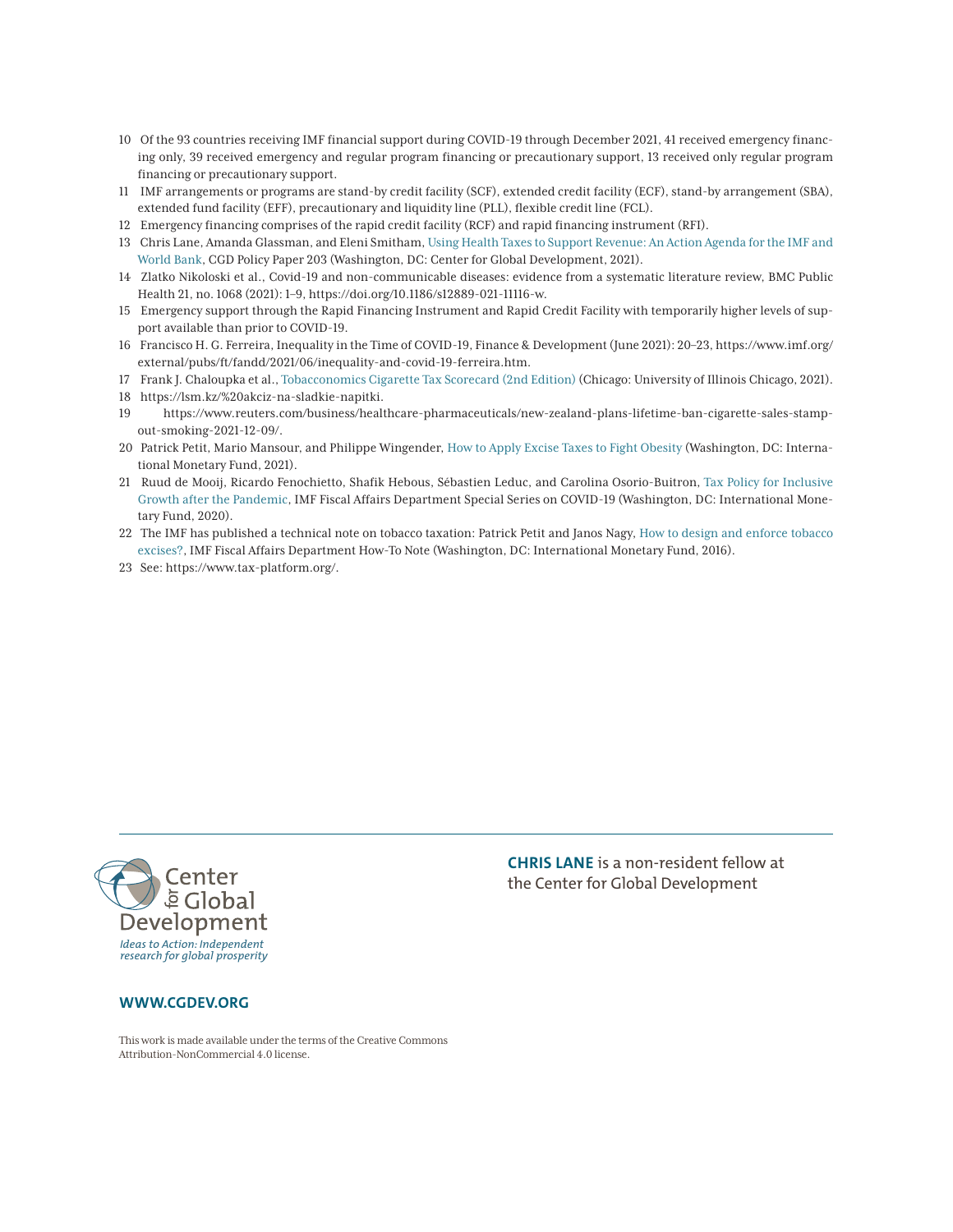10 Of the 93 countries receiving IMF financial support during COVID-19 through December 2021, 41 received emergency financing only, 39 received emergency and regular program financing or precautionary support, 13 received only regular program financing or precautionary support.

11 IMF arrangements or programs are stand-by credit facility (SCF), extended credit facility (ECF), stand-by arrangement (SBA), extended fund facility (EFF), precautionary and liquidity line (PLL), flexible credit line (FCL).

12 Emergency financing comprises of the rapid credit facility (RCF) and rapid financing instrument (RFI).

13 Chris Lane, Amanda Glassman, and Eleni Smitham, Using Health Taxes to Support Revenue: An Action Agenda for the IMF and World Bank, CGD Policy Paper 203 (Washington, DC: Center for Global Development, 2021).

14 Zlatko Nikoloski et al., Covid-19 and non-communicable diseases: evidence from a systematic literature review, BMC Public Health 21, no. 1068 (2021): 1–9, https://doi.org/10.1186/s12889-021-11116-w.

15 Emergency support through the Rapid Financing Instrument and Rapid Credit Facility with temporarily higher levels of support available than prior to COVID-19.

16 Francisco H. G. Ferreira, Inequality in the Time of COVID-19, Finance & Development (June 2021): 20–23, https://www.imf.org/external/pubs/ft/fandd/2021/06/inequality-and-covid-19-ferreira.htm.

17 Frank J. Chaloupka et al., Tobacconomics Cigarette Tax Scorecard (2nd Edition) (Chicago: University of Illinois Chicago, 2021).

18 https://lsm.kz/%20akciz-na-sladkie-napitki.

19 https://www.reuters.com/business/healthcare-pharmaceuticals/new-zealand-plans-lifetime-ban-cigarette-sales-stamp-out-smoking-2021-12-09/.

20 Patrick Petit, Mario Mansour, and Philippe Wingender, How to Apply Excise Taxes to Fight Obesity (Washington, DC: International Monetary Fund, 2021).

21 Ruud de Mooij, Ricardo Fenochietto, Shafik Hebous, Sébastien Leduc, and Carolina Osorio-Buitron, Tax Policy for Inclusive Growth after the Pandemic, IMF Fiscal Affairs Department Special Series on COVID-19 (Washington, DC: International Monetary Fund, 2020).

22 The IMF has published a technical note on tobacco taxation: Patrick Petit and Janos Nagy, How to design and enforce tobacco excises?, IMF Fiscal Affairs Department How-To Note (Washington, DC: International Monetary Fund, 2016).

23 See: https://www.tax-platform.org/.

---

Center for Global Development

*Ideas to Action: Independent research for global prosperity*

**WWW.CGDEV.ORG**

This work is made available under the terms of the Creative Commons Attribution-NonCommercial 4.0 license.

**CHRIS LANE** is a non-resident fellow at the Center for Global Development